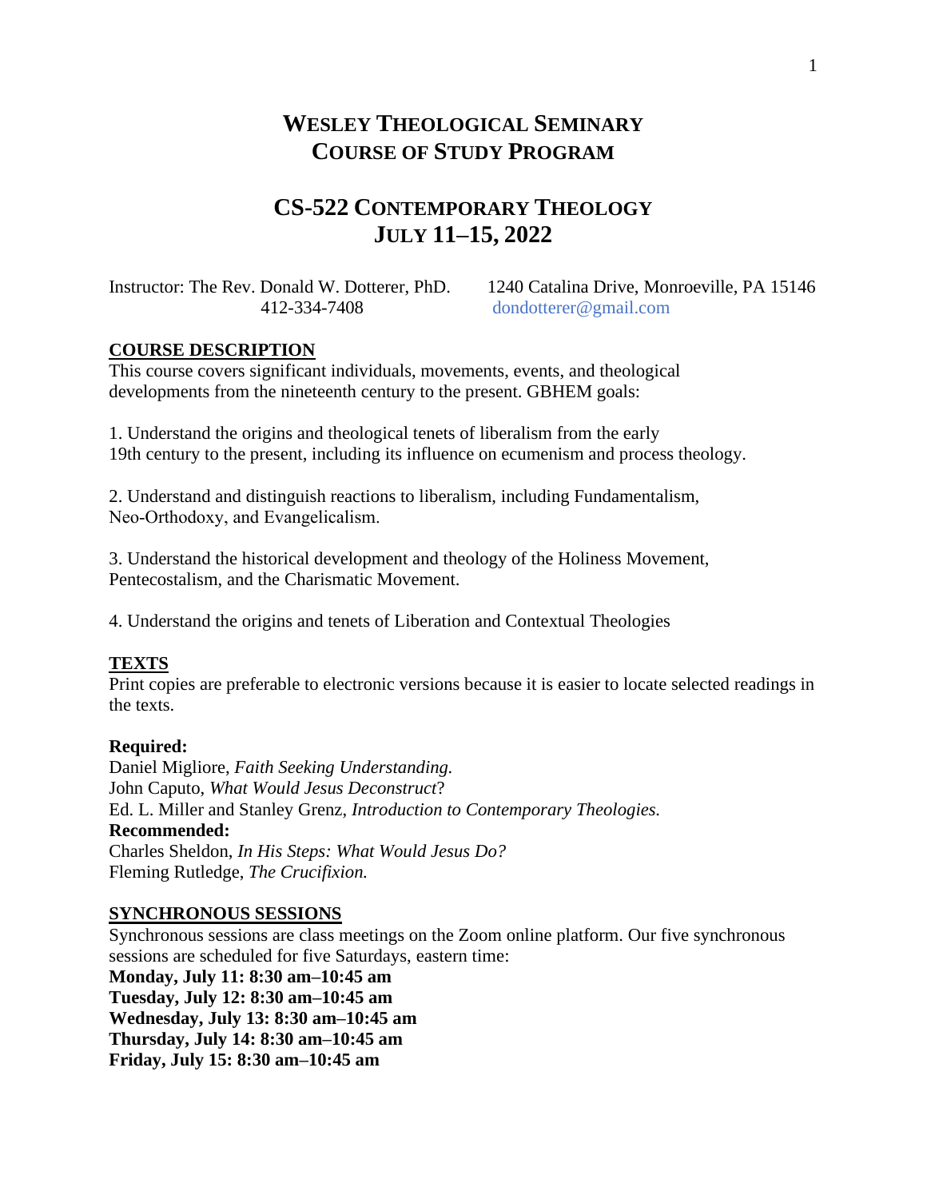# WESLEY THEOLOGICAL SEMINARY
# COURSE OF STUDY PROGRAM

## CS-522 CONTEMPORARY THEOLOGY
## JULY 11–15, 2022

Instructor: The Rev. Donald W. Dotterer, PhD.
412-334-7408

1240 Catalina Drive, Monroeville, PA 15146
dondotterer@gmail.com

### COURSE DESCRIPTION

This course covers significant individuals, movements, events, and theological developments from the nineteenth century to the present. GBHEM goals:

1. Understand the origins and theological tenets of liberalism from the early 19th century to the present, including its influence on ecumenism and process theology.

2. Understand and distinguish reactions to liberalism, including Fundamentalism, Neo-Orthodoxy, and Evangelicalism.

3. Understand the historical development and theology of the Holiness Movement, Pentecostalism, and the Charismatic Movement.

4. Understand the origins and tenets of Liberation and Contextual Theologies

### TEXTS

Print copies are preferable to electronic versions because it is easier to locate selected readings in the texts.

**Required:**
Daniel Migliore, *Faith Seeking Understanding.*
John Caputo, *What Would Jesus Deconstruct*?
Ed. L. Miller and Stanley Grenz, *Introduction to Contemporary Theologies.*
**Recommended:**
Charles Sheldon, *In His Steps: What Would Jesus Do?*
Fleming Rutledge, *The Crucifixion.*

### SYNCHRONOUS SESSIONS

Synchronous sessions are class meetings on the Zoom online platform. Our five synchronous sessions are scheduled for five Saturdays, eastern time:
**Monday, July 11: 8:30 am–10:45 am**
**Tuesday, July 12: 8:30 am–10:45 am**
**Wednesday, July 13: 8:30 am–10:45 am**
**Thursday, July 14: 8:30 am–10:45 am**
**Friday, July 15: 8:30 am–10:45 am**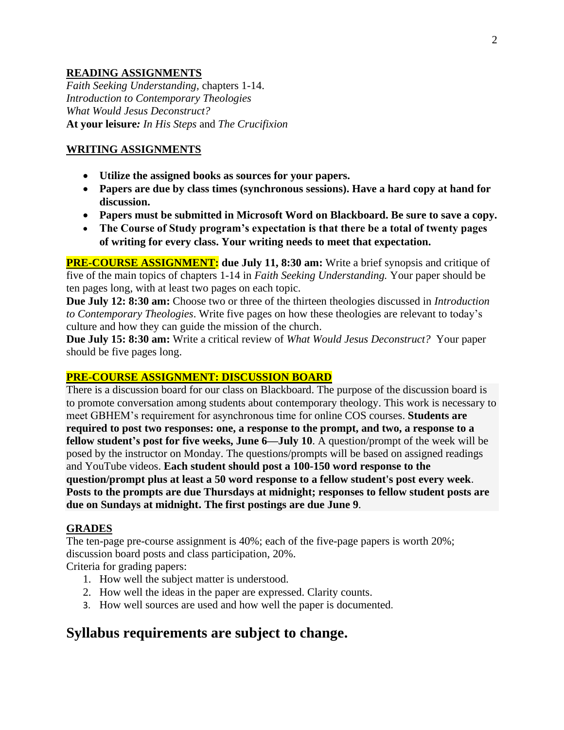## READING ASSIGNMENTS

*Faith Seeking Understanding*, chapters 1-14.
*Introduction to Contemporary Theologies*
*What Would Jesus Deconstruct?*
**At your leisure***:* *In His Steps* and *The Crucifixion*

## WRITING ASSIGNMENTS

- **Utilize the assigned books as sources for your papers.**
- **Papers are due by class times (synchronous sessions). Have a hard copy at hand for discussion.**
- **Papers must be submitted in Microsoft Word on Blackboard. Be sure to save a copy.**
- **The Course of Study program's expectation is that there be a total of twenty pages of writing for every class. Your writing needs to meet that expectation.**

**PRE-COURSE ASSIGNMENT: due July 11, 8:30 am:** Write a brief synopsis and critique of five of the main topics of chapters 1-14 in *Faith Seeking Understanding.* Your paper should be ten pages long, with at least two pages on each topic.
**Due July 12: 8:30 am:** Choose two or three of the thirteen theologies discussed in *Introduction to Contemporary Theologies*. Write five pages on how these theologies are relevant to today's culture and how they can guide the mission of the church.
**Due July 15: 8:30 am:** Write a critical review of *What Would Jesus Deconstruct?* Your paper should be five pages long.

## PRE-COURSE ASSIGNMENT: DISCUSSION BOARD

There is a discussion board for our class on Blackboard. The purpose of the discussion board is to promote conversation among students about contemporary theology. This work is necessary to meet GBHEM's requirement for asynchronous time for online COS courses. **Students are required to post two responses: one, a response to the prompt, and two, a response to a fellow student's post for five weeks, June 6—July 10**. A question/prompt of the week will be posed by the instructor on Monday. The questions/prompts will be based on assigned readings and YouTube videos. **Each student should post a 100-150 word response to the question/prompt plus at least a 50 word response to a fellow student's post every week**. **Posts to the prompts are due Thursdays at midnight; responses to fellow student posts are due on Sundays at midnight. The first postings are due June 9**.

## GRADES

The ten-page pre-course assignment is 40%; each of the five-page papers is worth 20%; discussion board posts and class participation, 20%.
Criteria for grading papers:

1. How well the subject matter is understood.
2. How well the ideas in the paper are expressed. Clarity counts.
3. How well sources are used and how well the paper is documented.

# Syllabus requirements are subject to change.